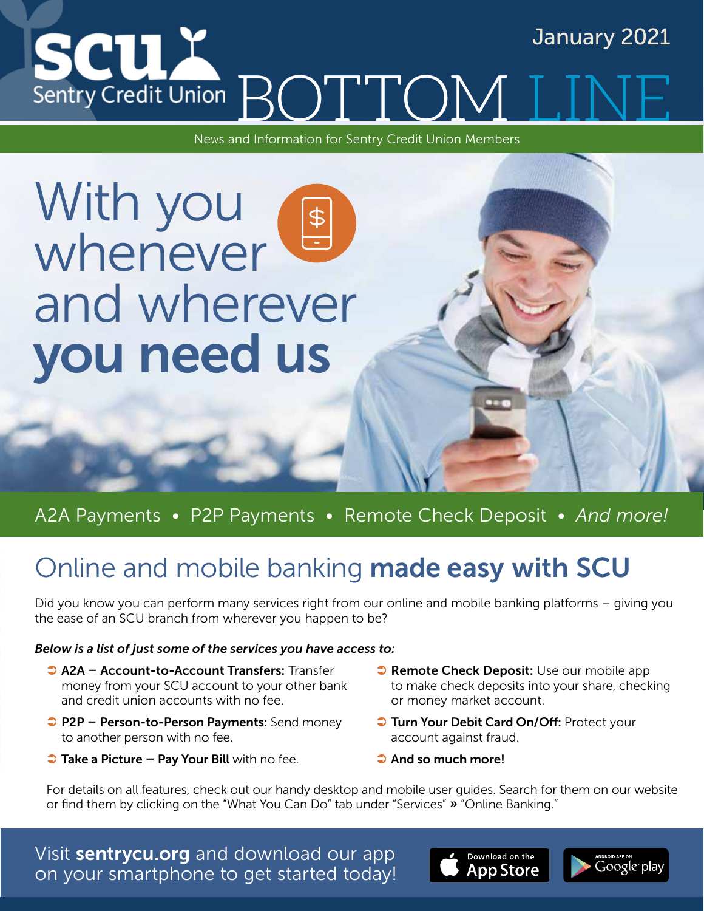SCU Sentry Credit Union

January 2021

# BOTTOM LINE

News and Information for Sentry Credit Union Members

# With you whenever and wherever **you need us**

A2A Payments • P2P Payments • Remote Check Deposit • *And more!*

## Online and mobile banking **made easy with SCU**

Did you know you can perform many services right from our online and mobile banking platforms – giving you the ease of an SCU branch from wherever you happen to be?

***Below is a list of just some of the services you have access to:***

- **A2A – Account-to-Account Transfers:** Transfer money from your SCU account to your other bank and credit union accounts with no fee.
- **P2P – Person-to-Person Payments:** Send money to another person with no fee.
- **Take a Picture – Pay Your Bill** with no fee.
- **Remote Check Deposit:** Use our mobile app to make check deposits into your share, checking or money market account.
- **Turn Your Debit Card On/Off:** Protect your account against fraud.
- **And so much more!**

For details on all features, check out our handy desktop and mobile user guides. Search for them on our website or find them by clicking on the "What You Can Do" tab under "Services" » "Online Banking."

Visit **sentrycu.org** and download our app on your smartphone to get started today!

Download on the App Store | Android App on Google play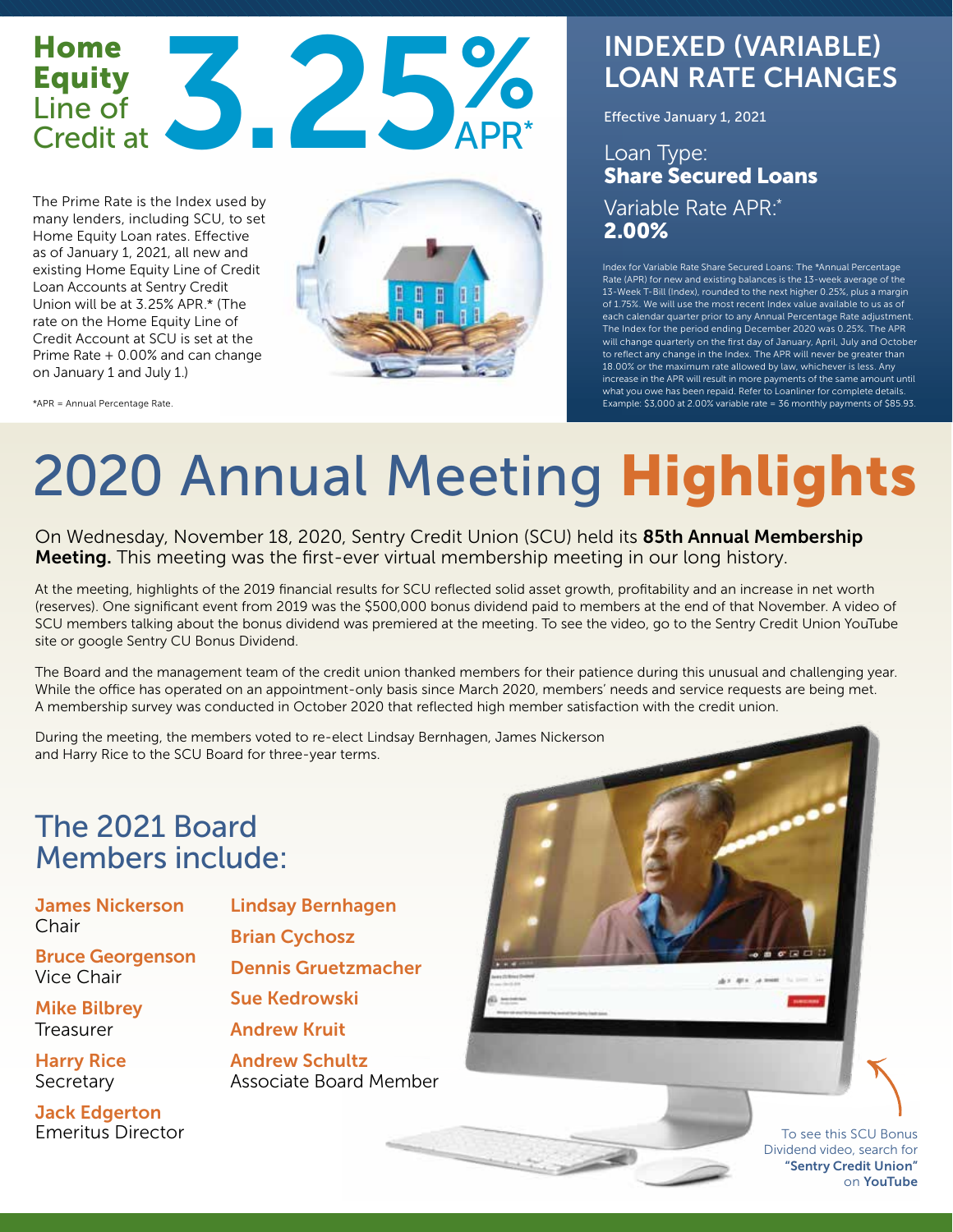# Home Equity Line of Credit at 3.25% APR*

The Prime Rate is the Index used by many lenders, including SCU, to set Home Equity Loan rates. Effective as of January 1, 2021, all new and existing Home Equity Line of Credit Loan Accounts at Sentry Credit Union will be at 3.25% APR.* (The rate on the Home Equity Line of Credit Account at SCU is set at the Prime Rate + 0.00% and can change on January 1 and July 1.)

*APR = Annual Percentage Rate.

# INDEXED (VARIABLE) LOAN RATE CHANGES

Effective January 1, 2021

Loan Type:
**Share Secured Loans**

Variable Rate APR:*
**2.00%**

Index for Variable Rate Share Secured Loans: The *Annual Percentage Rate (APR) for new and existing balances is the 13-week average of the 13-Week T-Bill (Index), rounded to the next higher 0.25%, plus a margin of 1.75%. We will use the most recent Index value available to us as of each calendar quarter prior to any Annual Percentage Rate adjustment. The Index for the period ending December 2020 was 0.25%. The APR will change quarterly on the first day of January, April, July and October to reflect any change in the Index. The APR will never be greater than 18.00% or the maximum rate allowed by law, whichever is less. Any increase in the APR will result in more payments of the same amount until what you owe has been repaid. Refer to Loanliner for complete details. Example: $3,000 at 2.00% variable rate = 36 monthly payments of $85.93.

# 2020 Annual Meeting **Highlights**

On Wednesday, November 18, 2020, Sentry Credit Union (SCU) held its **85th Annual Membership Meeting.** This meeting was the first-ever virtual membership meeting in our long history.

At the meeting, highlights of the 2019 financial results for SCU reflected solid asset growth, profitability and an increase in net worth (reserves). One significant event from 2019 was the $500,000 bonus dividend paid to members at the end of that November. A video of SCU members talking about the bonus dividend was premiered at the meeting. To see the video, go to the Sentry Credit Union YouTube site or google Sentry CU Bonus Dividend.

The Board and the management team of the credit union thanked members for their patience during this unusual and challenging year. While the office has operated on an appointment-only basis since March 2020, members' needs and service requests are being met. A membership survey was conducted in October 2020 that reflected high member satisfaction with the credit union.

During the meeting, the members voted to re-elect Lindsay Bernhagen, James Nickerson and Harry Rice to the SCU Board for three-year terms.

## The 2021 Board Members include:

**James Nickerson**
Chair

**Bruce Georgenson**
Vice Chair

**Mike Bilbrey**
Treasurer

**Harry Rice**
Secretary

**Jack Edgerton**
Emeritus Director

**Lindsay Bernhagen**

**Brian Cychosz**

**Dennis Gruetzmacher**

**Sue Kedrowski**

**Andrew Kruit**

**Andrew Schultz**
Associate Board Member

To see this SCU Bonus Dividend video, search for **"Sentry Credit Union"** on **YouTube**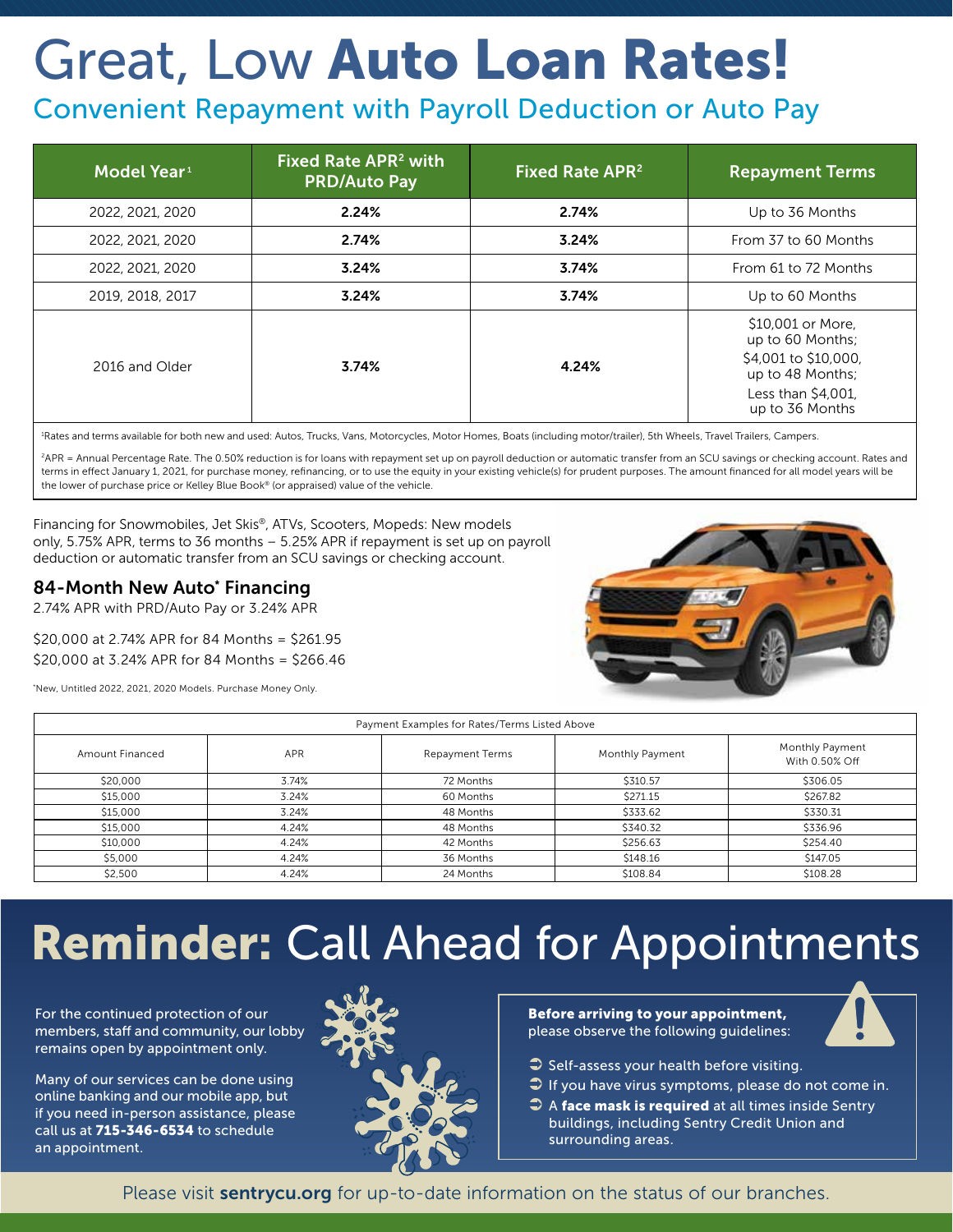# Great, Low **Auto Loan Rates!**

## Convenient Repayment with Payroll Deduction or Auto Pay

| Model Year[1] | Fixed Rate APR[2] with PRD/Auto Pay | Fixed Rate APR[2] | Repayment Terms |
|---|---|---|---|
| 2022, 2021, 2020 | **2.24%** | **2.74%** | Up to 36 Months |
| 2022, 2021, 2020 | **2.74%** | **3.24%** | From 37 to 60 Months |
| 2022, 2021, 2020 | **3.24%** | **3.74%** | From 61 to 72 Months |
| 2019, 2018, 2017 | **3.24%** | **3.74%** | Up to 60 Months |
| 2016 and Older | **3.74%** | **4.24%** | $10,001 or More, up to 60 Months; $4,001 to $10,000, up to 48 Months; Less than $4,001, up to 36 Months |

[1]Rates and terms available for both new and used: Autos, Trucks, Vans, Motorcycles, Motor Homes, Boats (including motor/trailer), 5th Wheels, Travel Trailers, Campers.

[2]APR = Annual Percentage Rate. The 0.50% reduction is for loans with repayment set up on payroll deduction or automatic transfer from an SCU savings or checking account. Rates and terms in effect January 1, 2021, for purchase money, refinancing, or to use the equity in your existing vehicle(s) for prudent purposes. The amount financed for all model years will be the lower of purchase price or Kelley Blue Book® (or appraised) value of the vehicle.

Financing for Snowmobiles, Jet Skis®, ATVs, Scooters, Mopeds: New models only, 5.75% APR, terms to 36 months – 5.25% APR if repayment is set up on payroll deduction or automatic transfer from an SCU savings or checking account.

### 84-Month New Auto* Financing

2.74% APR with PRD/Auto Pay or 3.24% APR

$20,000 at 2.74% APR for 84 Months = $261.95
$20,000 at 3.24% APR for 84 Months = $266.46

*New, Untitled 2022, 2021, 2020 Models. Purchase Money Only.

Payment Examples for Rates/Terms Listed Above

| Amount Financed | APR | Repayment Terms | Monthly Payment | Monthly Payment With 0.50% Off |
|---|---|---|---|---|
| $20,000 | 3.74% | 72 Months | $310.57 | $306.05 |
| $15,000 | 3.24% | 60 Months | $271.15 | $267.82 |
| $15,000 | 3.24% | 48 Months | $333.62 | $330.31 |
| $15,000 | 4.24% | 48 Months | $340.32 | $336.96 |
| $10,000 | 4.24% | 42 Months | $256.63 | $254.40 |
| $5,000 | 4.24% | 36 Months | $148.16 | $147.05 |
| $2,500 | 4.24% | 24 Months | $108.84 | $108.28 |

# **Reminder:** Call Ahead for Appointments

For the continued protection of our members, staff and community, our lobby remains open by appointment only.

Many of our services can be done using online banking and our mobile app, but if you need in-person assistance, please call us at **715-346-6534** to schedule an appointment.

**Before arriving to your appointment,** please observe the following guidelines:

- Self-assess your health before visiting.
- If you have virus symptoms, please do not come in.
- A **face mask is required** at all times inside Sentry buildings, including Sentry Credit Union and surrounding areas.

Please visit **sentrycu.org** for up-to-date information on the status of our branches.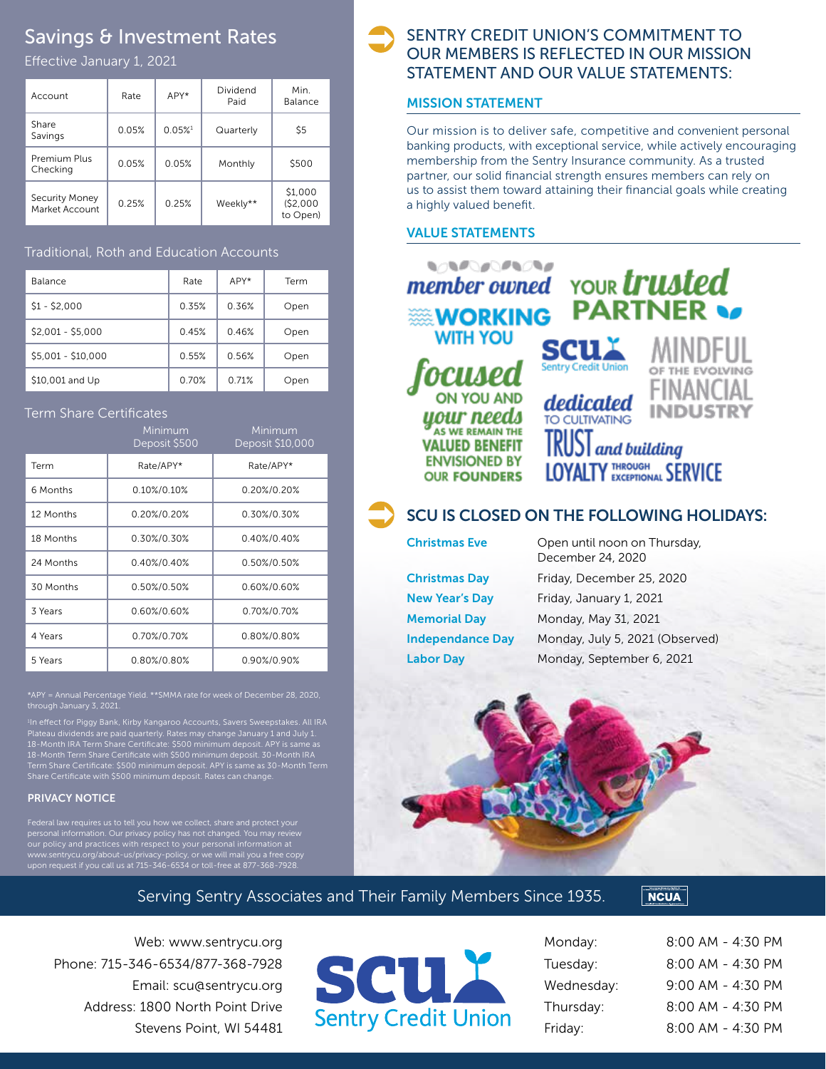## Savings & Investment Rates

Effective January 1, 2021

| Account | Rate | APY* | Dividend Paid | Min. Balance |
|---|---|---|---|---|
| Share Savings | 0.05% | 0.05%[1] | Quarterly | $5 |
| Premium Plus Checking | 0.05% | 0.05% | Monthly | $500 |
| Security Money Market Account | 0.25% | 0.25% | Weekly** | $1,000 ($2,000 to Open) |

### Traditional, Roth and Education Accounts

| Balance | Rate | APY* | Term |
|---|---|---|---|
| $1 - $2,000 | 0.35% | 0.36% | Open |
| $2,001 - $5,000 | 0.45% | 0.46% | Open |
| $5,001 - $10,000 | 0.55% | 0.56% | Open |
| $10,001 and Up | 0.70% | 0.71% | Open |

### Term Share Certificates

| | Minimum Deposit $500 | Minimum Deposit $10,000 |
|---|---|---|
| Term | Rate/APY* | Rate/APY* |
| 6 Months | 0.10%/0.10% | 0.20%/0.20% |
| 12 Months | 0.20%/0.20% | 0.30%/0.30% |
| 18 Months | 0.30%/0.30% | 0.40%/0.40% |
| 24 Months | 0.40%/0.40% | 0.50%/0.50% |
| 30 Months | 0.50%/0.50% | 0.60%/0.60% |
| 3 Years | 0.60%/0.60% | 0.70%/0.70% |
| 4 Years | 0.70%/0.70% | 0.80%/0.80% |
| 5 Years | 0.80%/0.80% | 0.90%/0.90% |

*APY = Annual Percentage Yield. **SMMA rate for week of December 28, 2020, through January 3, 2021.

[1]In effect for Piggy Bank, Kirby Kangaroo Accounts, Savers Sweepstakes. All IRA Plateau dividends are paid quarterly. Rates may change January 1 and July 1. 18-Month IRA Term Share Certificate: $500 minimum deposit. APY is same as 18-Month Term Share Certificate with $500 minimum deposit. 30-Month IRA Term Share Certificate: $500 minimum deposit. APY is same as 30-Month Term Share Certificate with $500 minimum deposit. Rates can change.

### PRIVACY NOTICE

Federal law requires us to tell you how we collect, share and protect your personal information. Our privacy policy has not changed. You may review our policy and practices with respect to your personal information at www.sentrycu.org/about-us/privacy-policy, or we will mail you a free copy upon request if you call us at 715-346-6534 or toll-free at 877-368-7928.

## SENTRY CREDIT UNION'S COMMITMENT TO OUR MEMBERS IS REFLECTED IN OUR MISSION STATEMENT AND OUR VALUE STATEMENTS:

### MISSION STATEMENT

Our mission is to deliver safe, competitive and convenient personal banking products, with exceptional service, while actively encouraging membership from the Sentry Insurance community. As a trusted partner, our solid financial strength ensures members can rely on us to assist them toward attaining their financial goals while creating a highly valued benefit.

### VALUE STATEMENTS

member owned

your trusted PARTNER

WORKING WITH YOU

SCU Sentry Credit Union

MINDFUL OF THE EVOLVING FINANCIAL INDUSTRY

focused ON YOU AND your needs AS WE REMAIN THE VALUED BENEFIT ENVISIONED BY OUR FOUNDERS

dedicated TO CULTIVATING TRUST and building LOYALTY THROUGH EXCEPTIONAL SERVICE

## SCU IS CLOSED ON THE FOLLOWING HOLIDAYS:

| | |
|---|---|
| Christmas Eve | Open until noon on Thursday, December 24, 2020 |
| Christmas Day | Friday, December 25, 2020 |
| New Year's Day | Friday, January 1, 2021 |
| Memorial Day | Monday, May 31, 2021 |
| Independance Day | Monday, July 5, 2021 (Observed) |
| Labor Day | Monday, September 6, 2021 |

Serving Sentry Associates and Their Family Members Since 1935.

NCUA

Web: www.sentrycu.org
Phone: 715-346-6534/877-368-7928
Email: scu@sentrycu.org
Address: 1800 North Point Drive
Stevens Point, WI 54481

SCU Sentry Credit Union

| | |
|---|---|
| Monday: | 8:00 AM - 4:30 PM |
| Tuesday: | 8:00 AM - 4:30 PM |
| Wednesday: | 9:00 AM - 4:30 PM |
| Thursday: | 8:00 AM - 4:30 PM |
| Friday: | 8:00 AM - 4:30 PM |